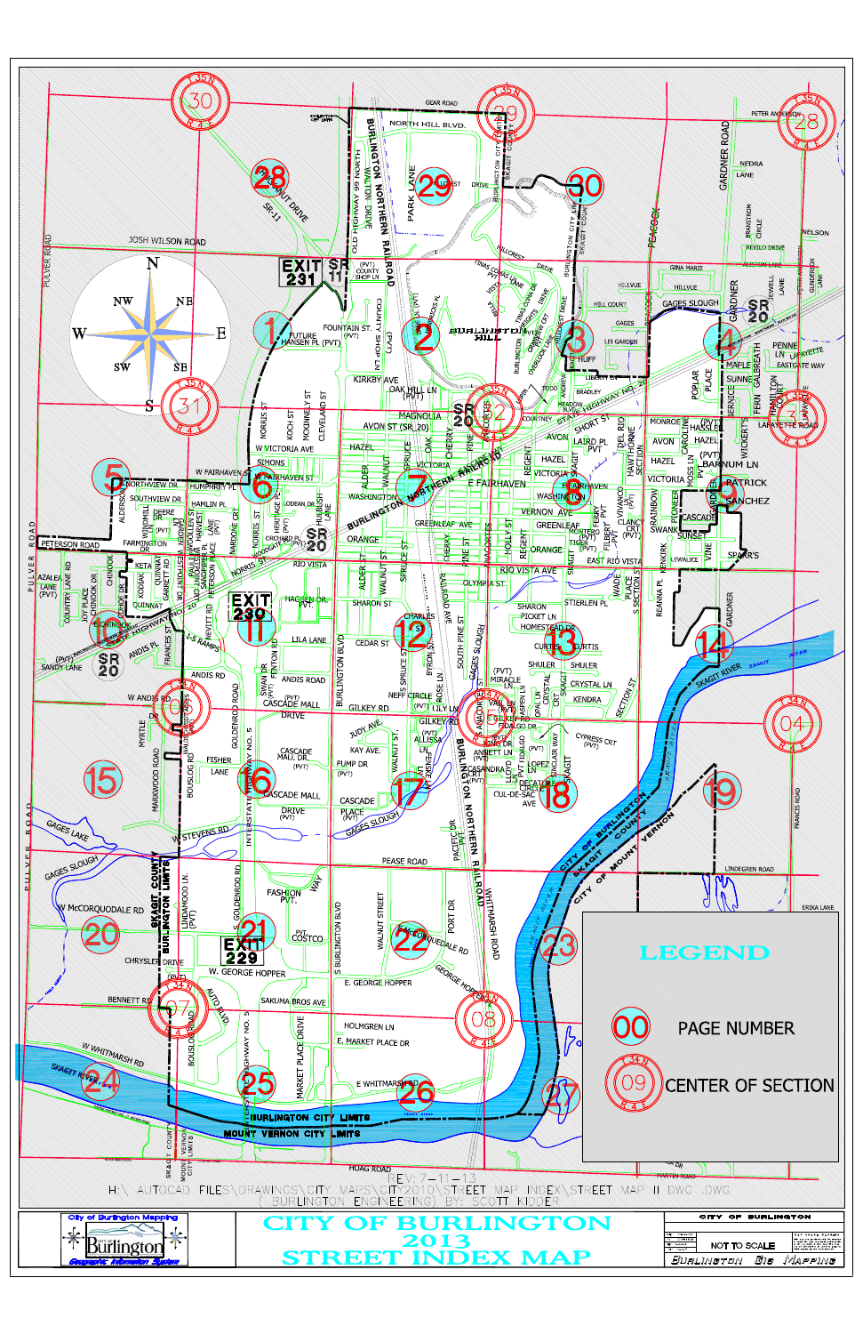# CITY OF BURLINGTON 2013 STREET INDEX MAP

City of Burlington Mapping — Geographic Information System

## LEGEND

- 00 — PAGE NUMBER
- 09 (T34N R4E) — CENTER OF SECTION

NOT TO SCALE

CITY OF BURLINGTON — BURLINGTON GIS MAPPING

REV: 7-11-13

H:\AUTOCAD FILES\DRAWINGS\CITY MAPS\CITY2010\STREET MAP INDEX\STREET MAP II DWG.DWG

(BURLINGTON ENGINEERING) BY: SCOTT KIDDER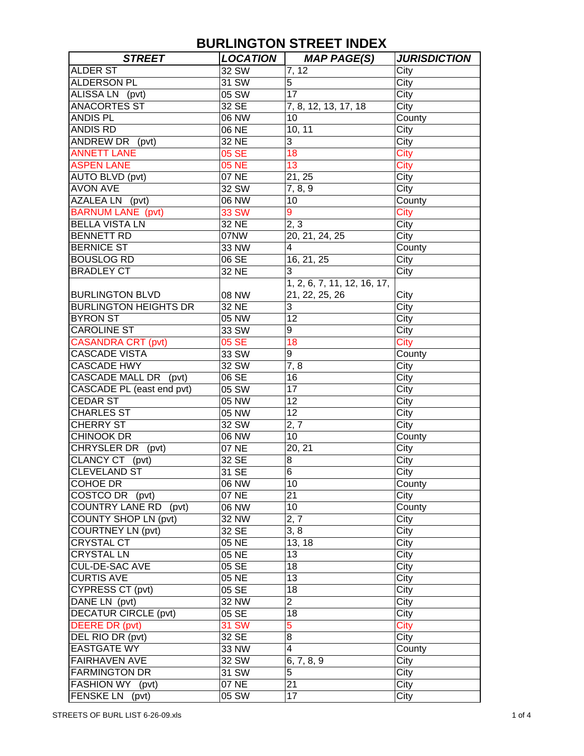# BURLINGTON STREET INDEX

| STREET | LOCATION | MAP PAGE(S) | JURISDICTION |
|---|---|---|---|
| ALDER ST | 32 SW | 7, 12 | City |
| ALDERSON PL | 31 SW | 5 | City |
| ALISSA LN (pvt) | 05 SW | 17 | City |
| ANACORTES ST | 32 SE | 7, 8, 12, 13, 17, 18 | City |
| ANDIS PL | 06 NW | 10 | County |
| ANDIS RD | 06 NE | 10, 11 | City |
| ANDREW DR (pvt) | 32 NE | 3 | City |
| ANNETT LANE | 05 SE | 18 | City |
| ASPEN LANE | 05 NE | 13 | City |
| AUTO BLVD (pvt) | 07 NE | 21, 25 | City |
| AVON AVE | 32 SW | 7, 8, 9 | City |
| AZALEA LN (pvt) | 06 NW | 10 | County |
| BARNUM LANE (pvt) | 33 SW | 9 | City |
| BELLA VISTA LN | 32 NE | 2, 3 | City |
| BENNETT RD | 07NW | 20, 21, 24, 25 | City |
| BERNICE ST | 33 NW | 4 | County |
| BOUSLOG RD | 06 SE | 16, 21, 25 | City |
| BRADLEY CT | 32 NE | 3 | City |
| BURLINGTON BLVD | 08 NW | 1, 2, 6, 7, 11, 12, 16, 17, 21, 22, 25, 26 | City |
| BURLINGTON HEIGHTS DR | 32 NE | 3 | City |
| BYRON ST | 05 NW | 12 | City |
| CAROLINE ST | 33 SW | 9 | City |
| CASANDRA CRT (pvt) | 05 SE | 18 | City |
| CASCADE VISTA | 33 SW | 9 | County |
| CASCADE HWY | 32 SW | 7, 8 | City |
| CASCADE MALL DR (pvt) | 06 SE | 16 | City |
| CASCADE PL (east end pvt) | 05 SW | 17 | City |
| CEDAR ST | 05 NW | 12 | City |
| CHARLES ST | 05 NW | 12 | City |
| CHERRY ST | 32 SW | 2, 7 | City |
| CHINOOK DR | 06 NW | 10 | County |
| CHRYSLER DR (pvt) | 07 NE | 20, 21 | City |
| CLANCY CT (pvt) | 32 SE | 8 | City |
| CLEVELAND ST | 31 SE | 6 | City |
| COHOE DR | 06 NW | 10 | County |
| COSTCO DR (pvt) | 07 NE | 21 | City |
| COUNTRY LANE RD (pvt) | 06 NW | 10 | County |
| COUNTY SHOP LN (pvt) | 32 NW | 2, 7 | City |
| COURTNEY LN (pvt) | 32 SE | 3, 8 | City |
| CRYSTAL CT | 05 NE | 13, 18 | City |
| CRYSTAL LN | 05 NE | 13 | City |
| CUL-DE-SAC AVE | 05 SE | 18 | City |
| CURTIS AVE | 05 NE | 13 | City |
| CYPRESS CT (pvt) | 05 SE | 18 | City |
| DANE LN (pvt) | 32 NW | 2 | City |
| DECATUR CIRCLE (pvt) | 05 SE | 18 | City |
| DEERE DR (pvt) | 31 SW | 5 | City |
| DEL RIO DR (pvt) | 32 SE | 8 | City |
| EASTGATE WY | 33 NW | 4 | County |
| FAIRHAVEN AVE | 32 SW | 6, 7, 8, 9 | City |
| FARMINGTON DR | 31 SW | 5 | City |
| FASHION WY (pvt) | 07 NE | 21 | City |
| FENSKE LN (pvt) | 05 SW | 17 | City |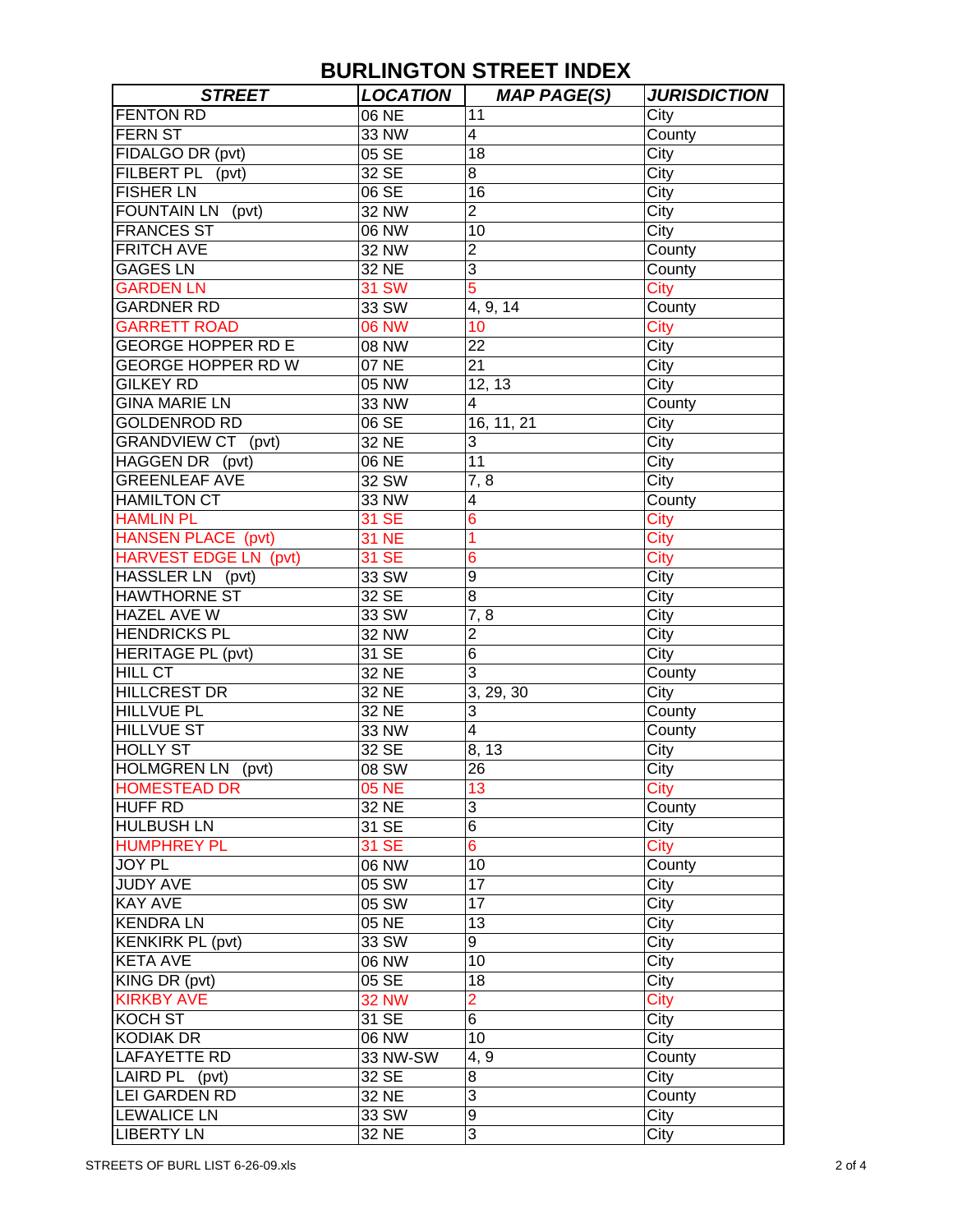# BURLINGTON STREET INDEX

| STREET | LOCATION | MAP PAGE(S) | JURISDICTION |
|---|---|---|---|
| FENTON RD | 06 NE | 11 | City |
| FERN ST | 33 NW | 4 | County |
| FIDALGO DR (pvt) | 05 SE | 18 | City |
| FILBERT PL (pvt) | 32 SE | 8 | City |
| FISHER LN | 06 SE | 16 | City |
| FOUNTAIN LN (pvt) | 32 NW | 2 | City |
| FRANCES ST | 06 NW | 10 | City |
| FRITCH AVE | 32 NW | 2 | County |
| GAGES LN | 32 NE | 3 | County |
| GARDEN LN | 31 SW | 5 | City |
| GARDNER RD | 33 SW | 4, 9, 14 | County |
| GARRETT ROAD | 06 NW | 10 | City |
| GEORGE HOPPER RD E | 08 NW | 22 | City |
| GEORGE HOPPER RD W | 07 NE | 21 | City |
| GILKEY RD | 05 NW | 12, 13 | City |
| GINA MARIE LN | 33 NW | 4 | County |
| GOLDENROD RD | 06 SE | 16, 11, 21 | City |
| GRANDVIEW CT (pvt) | 32 NE | 3 | City |
| HAGGEN DR (pvt) | 06 NE | 11 | City |
| GREENLEAF AVE | 32 SW | 7, 8 | City |
| HAMILTON CT | 33 NW | 4 | County |
| HAMLIN PL | 31 SE | 6 | City |
| HANSEN PLACE (pvt) | 31 NE | 1 | City |
| HARVEST EDGE LN (pvt) | 31 SE | 6 | City |
| HASSLER LN (pvt) | 33 SW | 9 | City |
| HAWTHORNE ST | 32 SE | 8 | City |
| HAZEL AVE W | 33 SW | 7, 8 | City |
| HENDRICKS PL | 32 NW | 2 | City |
| HERITAGE PL (pvt) | 31 SE | 6 | City |
| HILL CT | 32 NE | 3 | County |
| HILLCREST DR | 32 NE | 3, 29, 30 | City |
| HILLVUE PL | 32 NE | 3 | County |
| HILLVUE ST | 33 NW | 4 | County |
| HOLLY ST | 32 SE | 8, 13 | City |
| HOLMGREN LN (pvt) | 08 SW | 26 | City |
| HOMESTEAD DR | 05 NE | 13 | City |
| HUFF RD | 32 NE | 3 | County |
| HULBUSH LN | 31 SE | 6 | City |
| HUMPHREY PL | 31 SE | 6 | City |
| JOY PL | 06 NW | 10 | County |
| JUDY AVE | 05 SW | 17 | City |
| KAY AVE | 05 SW | 17 | City |
| KENDRA LN | 05 NE | 13 | City |
| KENKIRK PL (pvt) | 33 SW | 9 | City |
| KETA AVE | 06 NW | 10 | City |
| KING DR (pvt) | 05 SE | 18 | City |
| KIRKBY AVE | 32 NW | 2 | City |
| KOCH ST | 31 SE | 6 | City |
| KODIAK DR | 06 NW | 10 | City |
| LAFAYETTE RD | 33 NW-SW | 4, 9 | County |
| LAIRD PL (pvt) | 32 SE | 8 | City |
| LEI GARDEN RD | 32 NE | 3 | County |
| LEWALICE LN | 33 SW | 9 | City |
| LIBERTY LN | 32 NE | 3 | City |

STREETS OF BURL LIST 6-26-09.xls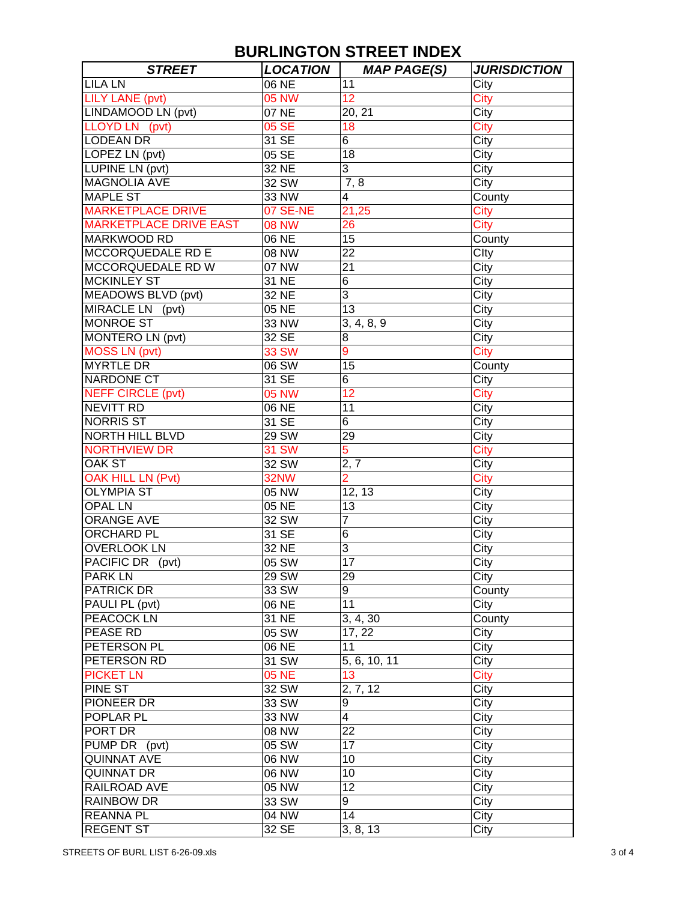# BURLINGTON STREET INDEX

| *STREET* | *LOCATION* | *MAP PAGE(S)* | *JURISDICTION* |
|---|---|---|---|
| LILA LN | 06 NE | 11 | City |
| LILY LANE (pvt) | 05 NW | 12 | City |
| LINDAMOOD LN (pvt) | 07 NE | 20, 21 | City |
| LLOYD LN (pvt) | 05 SE | 18 | City |
| LODEAN DR | 31 SE | 6 | City |
| LOPEZ LN (pvt) | 05 SE | 18 | City |
| LUPINE LN (pvt) | 32 NE | 3 | City |
| MAGNOLIA AVE | 32 SW | 7, 8 | City |
| MAPLE ST | 33 NW | 4 | County |
| MARKETPLACE DRIVE | 07 SE-NE | 21,25 | City |
| MARKETPLACE DRIVE EAST | 08 NW | 26 | City |
| MARKWOOD RD | 06 NE | 15 | County |
| MCCORQUEDALE RD E | 08 NW | 22 | CIty |
| MCCORQUEDALE RD W | 07 NW | 21 | City |
| MCKINLEY ST | 31 NE | 6 | City |
| MEADOWS BLVD (pvt) | 32 NE | 3 | City |
| MIRACLE LN (pvt) | 05 NE | 13 | City |
| MONROE ST | 33 NW | 3, 4, 8, 9 | City |
| MONTERO LN (pvt) | 32 SE | 8 | City |
| MOSS LN (pvt) | 33 SW | 9 | City |
| MYRTLE DR | 06 SW | 15 | County |
| NARDONE CT | 31 SE | 6 | City |
| NEFF CIRCLE (pvt) | 05 NW | 12 | City |
| NEVITT RD | 06 NE | 11 | City |
| NORRIS ST | 31 SE | 6 | City |
| NORTH HILL BLVD | 29 SW | 29 | City |
| NORTHVIEW DR | 31 SW | 5 | City |
| OAK ST | 32 SW | 2, 7 | City |
| OAK HILL LN (Pvt) | 32NW | 2 | City |
| OLYMPIA ST | 05 NW | 12, 13 | City |
| OPAL LN | 05 NE | 13 | City |
| ORANGE AVE | 32 SW | 7 | City |
| ORCHARD PL | 31 SE | 6 | City |
| OVERLOOK LN | 32 NE | 3 | City |
| PACIFIC DR (pvt) | 05 SW | 17 | City |
| PARK LN | 29 SW | 29 | City |
| PATRICK DR | 33 SW | 9 | County |
| PAULI PL (pvt) | 06 NE | 11 | City |
| PEACOCK LN | 31 NE | 3, 4, 30 | County |
| PEASE RD | 05 SW | 17, 22 | City |
| PETERSON PL | 06 NE | 11 | City |
| PETERSON RD | 31 SW | 5, 6, 10, 11 | City |
| PICKET LN | 05 NE | 13 | City |
| PINE ST | 32 SW | 2, 7, 12 | City |
| PIONEER DR | 33 SW | 9 | City |
| POPLAR PL | 33 NW | 4 | City |
| PORT DR | 08 NW | 22 | City |
| PUMP DR (pvt) | 05 SW | 17 | City |
| QUINNAT AVE | 06 NW | 10 | City |
| QUINNAT DR | 06 NW | 10 | City |
| RAILROAD AVE | 05 NW | 12 | City |
| RAINBOW DR | 33 SW | 9 | City |
| REANNA PL | 04 NW | 14 | City |
| REGENT ST | 32 SE | 3, 8, 13 | City |

STREETS OF BURL LIST 6-26-09.xls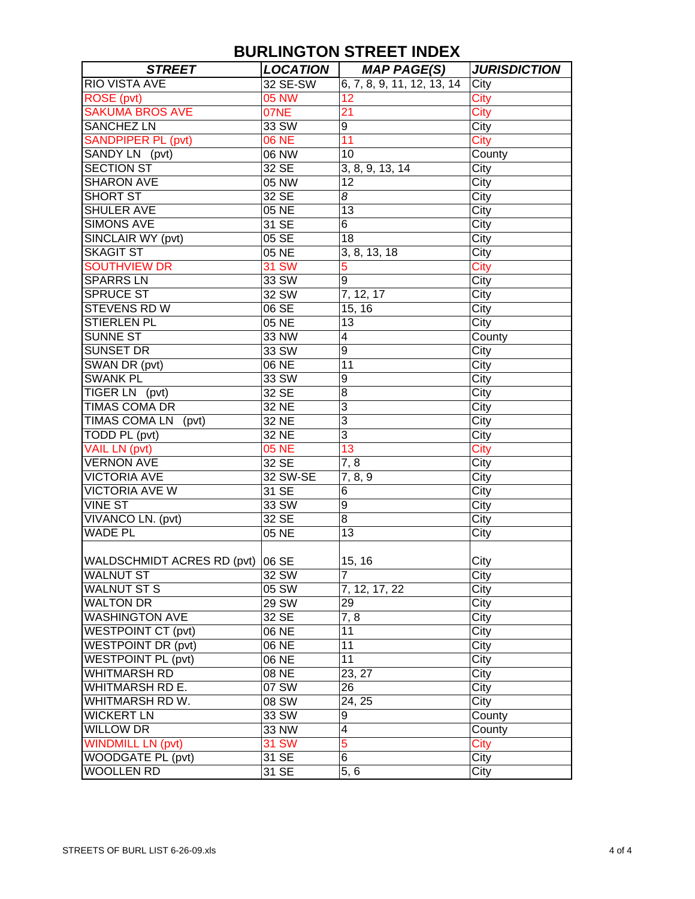# BURLINGTON STREET INDEX

| STREET | LOCATION | MAP PAGE(S) | JURISDICTION |
|---|---|---|---|
| RIO VISTA AVE | 32 SE-SW | 6, 7, 8, 9, 11, 12, 13, 14 | City |
| ROSE (pvt) | 05 NW | 12 | City |
| SAKUMA BROS AVE | 07NE | 21 | City |
| SANCHEZ LN | 33 SW | 9 | City |
| SANDPIPER PL (pvt) | 06 NE | 11 | City |
| SANDY LN (pvt) | 06 NW | 10 | County |
| SECTION ST | 32 SE | 3, 8, 9, 13, 14 | City |
| SHARON AVE | 05 NW | 12 | City |
| SHORT ST | 32 SE | 8 | City |
| SHULER AVE | 05 NE | 13 | City |
| SIMONS AVE | 31 SE | 6 | City |
| SINCLAIR WY (pvt) | 05 SE | 18 | City |
| SKAGIT ST | 05 NE | 3, 8, 13, 18 | City |
| SOUTHVIEW DR | 31 SW | 5 | City |
| SPARRS LN | 33 SW | 9 | City |
| SPRUCE ST | 32 SW | 7, 12, 17 | City |
| STEVENS RD W | 06 SE | 15, 16 | City |
| STIERLEN PL | 05 NE | 13 | City |
| SUNNE ST | 33 NW | 4 | County |
| SUNSET DR | 33 SW | 9 | City |
| SWAN DR (pvt) | 06 NE | 11 | City |
| SWANK PL | 33 SW | 9 | City |
| TIGER LN (pvt) | 32 SE | 8 | City |
| TIMAS COMA DR | 32 NE | 3 | City |
| TIMAS COMA LN (pvt) | 32 NE | 3 | City |
| TODD PL (pvt) | 32 NE | 3 | City |
| VAIL LN (pvt) | 05 NE | 13 | City |
| VERNON AVE | 32 SE | 7, 8 | City |
| VICTORIA AVE | 32 SW-SE | 7, 8, 9 | City |
| VICTORIA AVE W | 31 SE | 6 | City |
| VINE ST | 33 SW | 9 | City |
| VIVANCO LN. (pvt) | 32 SE | 8 | City |
| WADE PL | 05 NE | 13 | City |
| WALDSCHMIDT ACRES RD (pvt) | 06 SE | 15, 16 | City |
| WALNUT ST | 32 SW | 7 | City |
| WALNUT ST S | 05 SW | 7, 12, 17, 22 | City |
| WALTON DR | 29 SW | 29 | City |
| WASHINGTON AVE | 32 SE | 7, 8 | City |
| WESTPOINT CT (pvt) | 06 NE | 11 | City |
| WESTPOINT DR (pvt) | 06 NE | 11 | City |
| WESTPOINT PL (pvt) | 06 NE | 11 | City |
| WHITMARSH RD | 08 NE | 23, 27 | City |
| WHITMARSH RD E. | 07 SW | 26 | City |
| WHITMARSH RD W. | 08 SW | 24, 25 | City |
| WICKERT LN | 33 SW | 9 | County |
| WILLOW DR | 33 NW | 4 | County |
| WINDMILL LN (pvt) | 31 SW | 5 | City |
| WOODGATE PL (pvt) | 31 SE | 6 | City |
| WOOLLEN RD | 31 SE | 5, 6 | City |

STREETS OF BURL LIST 6-26-09.xls